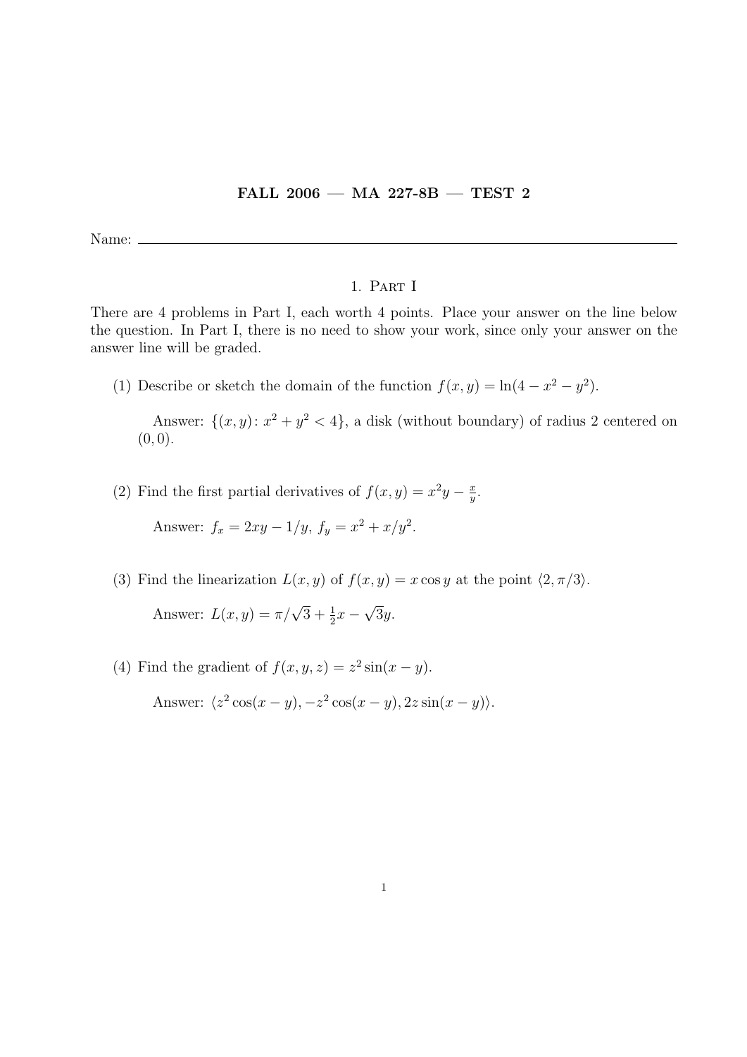**FALL 2006 — MA 227-8B — TEST 2**

Name: \_\_\_\_\_\_\_\_\_\_\_\_\_\_\_\_\_\_\_\_\_\_\_\_\_\_\_\_\_\_\_\_\_\_\_\_\_\_\_\_

## 1. Part I

There are 4 problems in Part I, each worth 4 points. Place your answer on the line below the question. In Part I, there is no need to show your work, since only your answer on the answer line will be graded.

(1) Describe or sketch the domain of the function $f(x, y) = \ln(4 - x^2 - y^2)$.

Answer: $\{(x, y): x^2 + y^2 < 4\}$, a disk (without boundary) of radius 2 centered on $(0, 0)$.

(2) Find the first partial derivatives of $f(x, y) = x^2 y - \frac{x}{y}$.

Answer: $f_x = 2xy - 1/y$, $f_y = x^2 + x/y^2$.

(3) Find the linearization $L(x, y)$ of $f(x, y) = x \cos y$ at the point $\langle 2, \pi/3 \rangle$.

Answer: $L(x, y) = \pi/\sqrt{3} + \frac{1}{2}x - \sqrt{3}y$.

(4) Find the gradient of $f(x, y, z) = z^2 \sin(x - y)$.

Answer: $\langle z^2 \cos(x - y), -z^2 \cos(x - y), 2z \sin(x - y) \rangle$.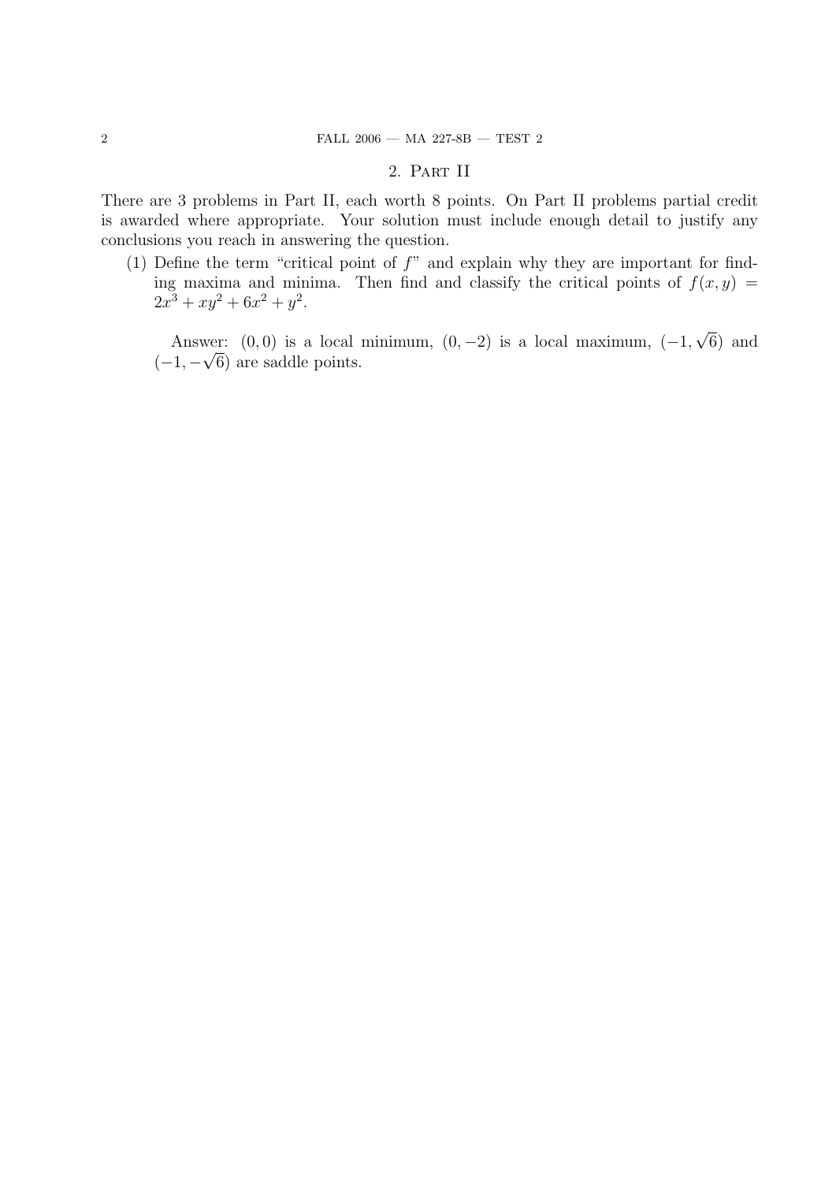## 2. Part II

There are 3 problems in Part II, each worth 8 points. On Part II problems partial credit is awarded where appropriate. Your solution must include enough detail to justify any conclusions you reach in answering the question.

(1) Define the term "critical point of $f$" and explain why they are important for finding maxima and minima. Then find and classify the critical points of $f(x, y) = 2x^3 + xy^2 + 6x^2 + y^2$.

   Answer: $(0, 0)$ is a local minimum, $(0, -2)$ is a local maximum, $(-1, \sqrt{6})$ and $(-1, -\sqrt{6})$ are saddle points.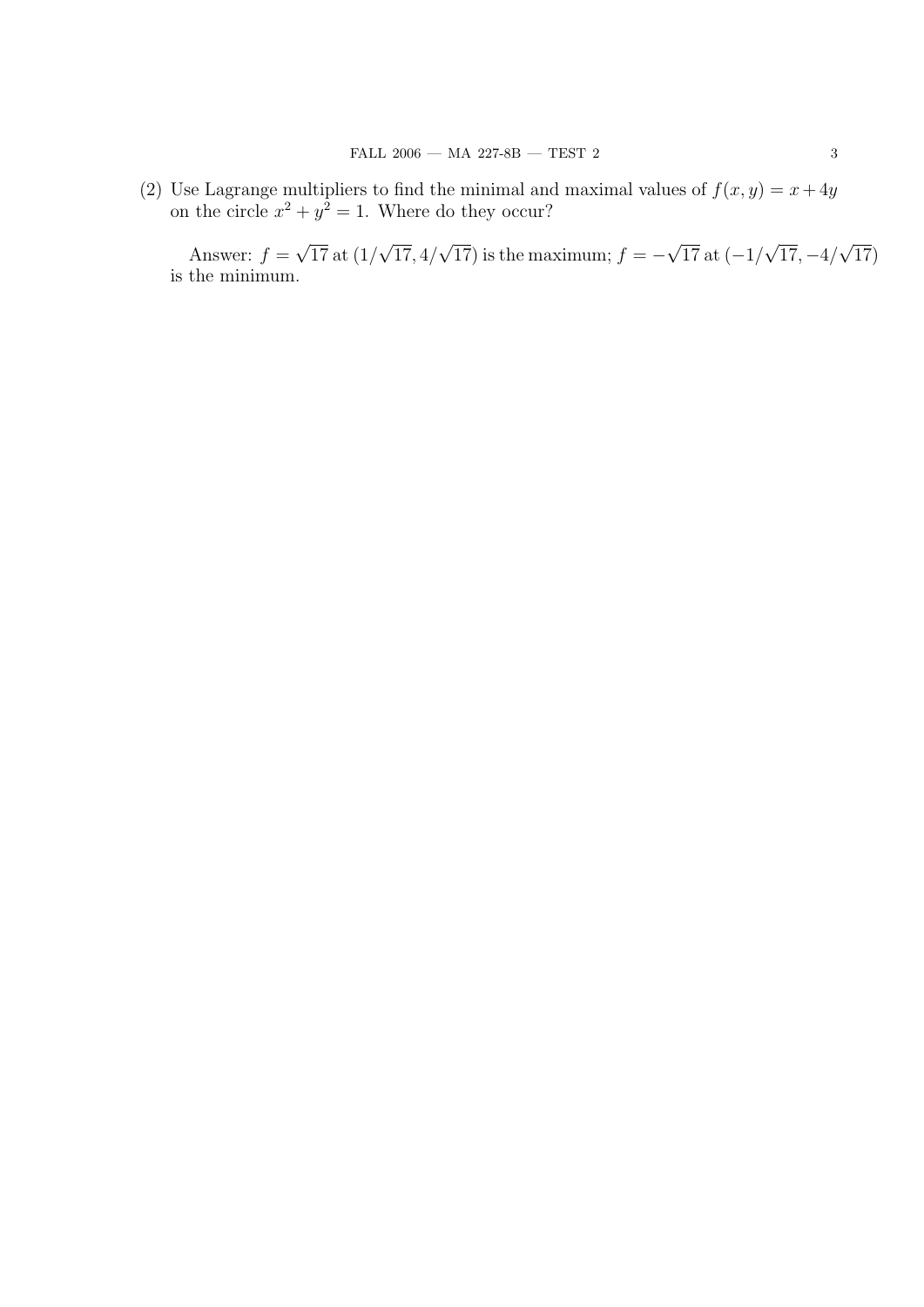(2) Use Lagrange multipliers to find the minimal and maximal values of $f(x, y) = x + 4y$ on the circle $x^2 + y^2 = 1$. Where do they occur?

Answer: $f = \sqrt{17}$ at $(1/\sqrt{17}, 4/\sqrt{17})$ is the maximum; $f = -\sqrt{17}$ at $(-1/\sqrt{17}, -4/\sqrt{17})$ is the minimum.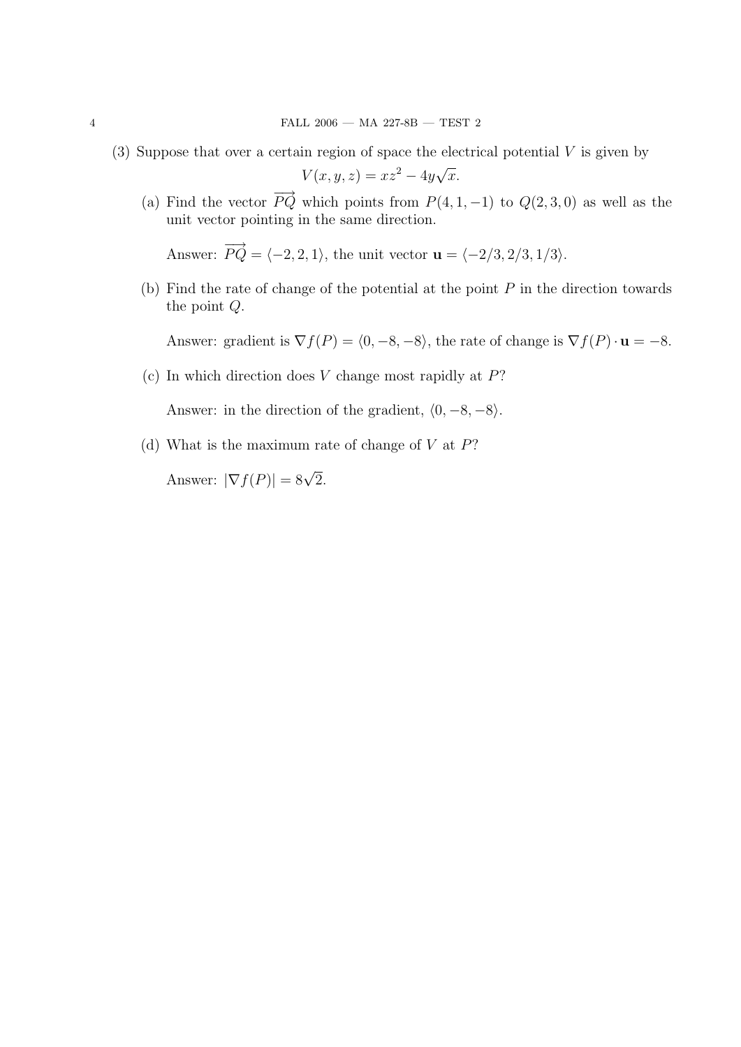(3) Suppose that over a certain region of space the electrical potential $V$ is given by

$$V(x, y, z) = xz^2 - 4y\sqrt{x}.$$

(a) Find the vector $\overrightarrow{PQ}$ which points from $P(4, 1, -1)$ to $Q(2, 3, 0)$ as well as the unit vector pointing in the same direction.

Answer: $\overrightarrow{PQ} = \langle -2, 2, 1 \rangle$, the unit vector $\mathbf{u} = \langle -2/3, 2/3, 1/3 \rangle$.

(b) Find the rate of change of the potential at the point $P$ in the direction towards the point $Q$.

Answer: gradient is $\nabla f(P) = \langle 0, -8, -8 \rangle$, the rate of change is $\nabla f(P) \cdot \mathbf{u} = -8$.

(c) In which direction does $V$ change most rapidly at $P$?

Answer: in the direction of the gradient, $\langle 0, -8, -8 \rangle$.

(d) What is the maximum rate of change of $V$ at $P$?

Answer: $|\nabla f(P)| = 8\sqrt{2}$.